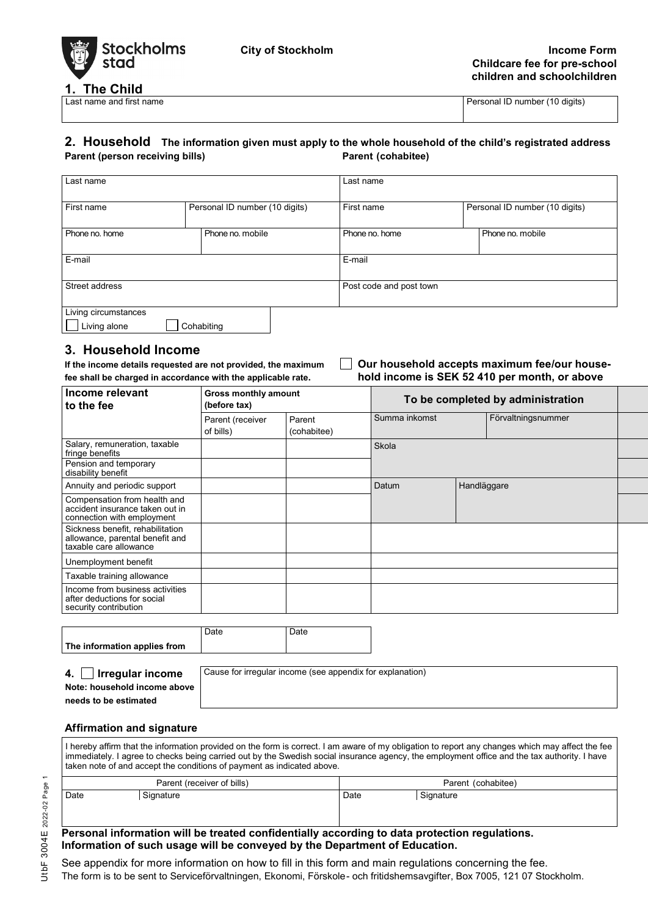Stockholms stad

**City of Stockholm**

**Income Form**
**Childcare fee for pre-school children and schoolchildren**

## 1. The Child

| Last name and first name | Personal ID number (10 digits) |
|---|---|
| | |

## 2. Household

**The information given must apply to the whole household of the child's registrated address**

| **Parent (person receiving bills)** | | **Parent (cohabitee)** | |
|---|---|---|---|
| Last name | | Last name | |
| First name | Personal ID number (10 digits) | First name | Personal ID number (10 digits) |
| Phone no. home | Phone no. mobile | Phone no. home | Phone no. mobile |
| E-mail | | E-mail | |
| Street address | | Post code and post town | |
| Living circumstances ☐ Living alone ☐ Cohabiting | | | |

## 3. Household Income

**If the income details requested are not provided, the maximum fee shall be charged in accordance with the applicable rate.**

☐ **Our household accepts maximum fee/our household income is SEK 52 410 per month, or above**

| Income relevant to the fee | Gross monthly amount (before tax) | | To be completed by administration | |
|---|---|---|---|---|
| | Parent (receiver of bills) | Parent (cohabitee) | Summa inkomst | Förvaltningsnummer |
| Salary, remuneration, taxable fringe benefits | | | Skola | |
| Pension and temporary disability benefit | | | | |
| Annuity and periodic support | | | Datum | Handläggare |
| Compensation from health and accident insurance taken out in connection with employment | | | | |
| Sickness benefit, rehabilitation allowance, parental benefit and taxable care allowance | | | | |
| Unemployment benefit | | | | |
| Taxable training allowance | | | | |
| Income from business activities after deductions for social security contribution | | | | |

| | Date | Date |
|---|---|---|
| **The information applies from** | | |

## 4. ☐ Irregular income

**Note: household income above needs to be estimated**

| Cause for irregular income (see appendix for explanation) |
|---|
| |

### Affirmation and signature

I hereby affirm that the information provided on the form is correct. I am aware of my obligation to report any changes which may affect the fee immediately. I agree to checks being carried out by the Swedish social insurance agency, the employment office and the tax authority. I have taken note of and accept the conditions of payment as indicated above.

| Parent (receiver of bills) | | Parent (cohabitee) | |
|---|---|---|---|
| Date | Signature | Date | Signature |
| | | | |

**Personal information will be treated confidentially according to data protection regulations. Information of such usage will be conveyed by the Department of Education.**

See appendix for more information on how to fill in this form and main regulations concerning the fee.

The form is to be sent to Serviceförvaltningen, Ekonomi, Förskole- och fritidshemsavgifter, Box 7005, 121 07 Stockholm.

UtbF 3004E 2022-02 Page 1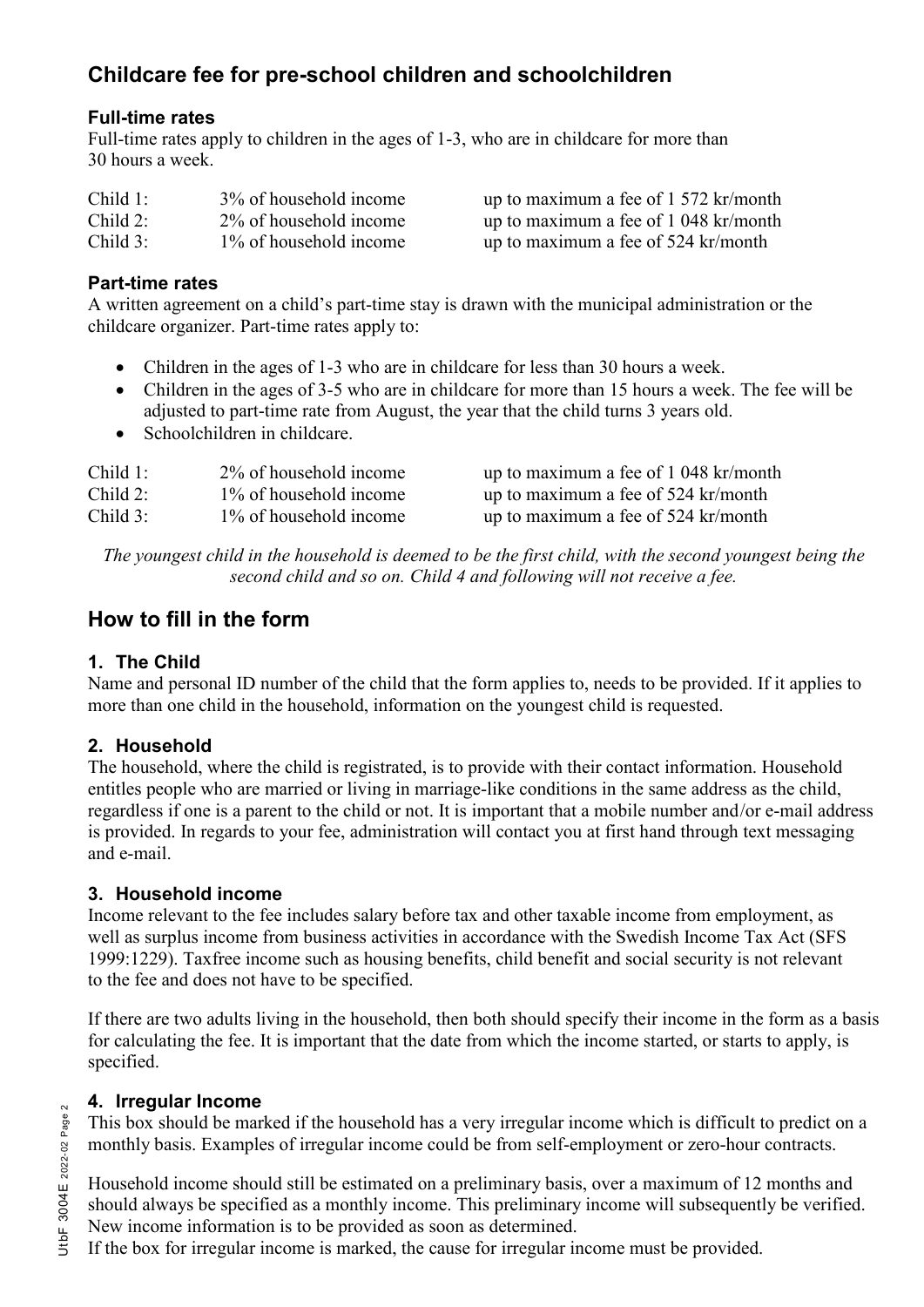## Childcare fee for pre-school children and schoolchildren

### Full-time rates

Full-time rates apply to children in the ages of 1-3, who are in childcare for more than 30 hours a week.

| | | |
|---|---|---|
| Child 1: | 3% of household income | up to maximum a fee of 1 572 kr/month |
| Child 2: | 2% of household income | up to maximum a fee of 1 048 kr/month |
| Child 3: | 1% of household income | up to maximum a fee of 524 kr/month |

### Part-time rates

A written agreement on a child's part-time stay is drawn with the municipal administration or the childcare organizer. Part-time rates apply to:

- Children in the ages of 1-3 who are in childcare for less than 30 hours a week.
- Children in the ages of 3-5 who are in childcare for more than 15 hours a week. The fee will be adjusted to part-time rate from August, the year that the child turns 3 years old.
- Schoolchildren in childcare.

| | | |
|---|---|---|
| Child 1: | 2% of household income | up to maximum a fee of 1 048 kr/month |
| Child 2: | 1% of household income | up to maximum a fee of 524 kr/month |
| Child 3: | 1% of household income | up to maximum a fee of 524 kr/month |

*The youngest child in the household is deemed to be the first child, with the second youngest being the second child and so on. Child 4 and following will not receive a fee.*

## How to fill in the form

### 1. The Child

Name and personal ID number of the child that the form applies to, needs to be provided. If it applies to more than one child in the household, information on the youngest child is requested.

### 2. Household

The household, where the child is registrated, is to provide with their contact information. Household entitles people who are married or living in marriage-like conditions in the same address as the child, regardless if one is a parent to the child or not. It is important that a mobile number and/or e-mail address is provided. In regards to your fee, administration will contact you at first hand through text messaging and e-mail.

### 3. Household income

Income relevant to the fee includes salary before tax and other taxable income from employment, as well as surplus income from business activities in accordance with the Swedish Income Tax Act (SFS 1999:1229). Taxfree income such as housing benefits, child benefit and social security is not relevant to the fee and does not have to be specified.

If there are two adults living in the household, then both should specify their income in the form as a basis for calculating the fee. It is important that the date from which the income started, or starts to apply, is specified.

### 4. Irregular Income

This box should be marked if the household has a very irregular income which is difficult to predict on a monthly basis. Examples of irregular income could be from self-employment or zero-hour contracts.

Household income should still be estimated on a preliminary basis, over a maximum of 12 months and should always be specified as a monthly income. This preliminary income will subsequently be verified. New income information is to be provided as soon as determined.

If the box for irregular income is marked, the cause for irregular income must be provided.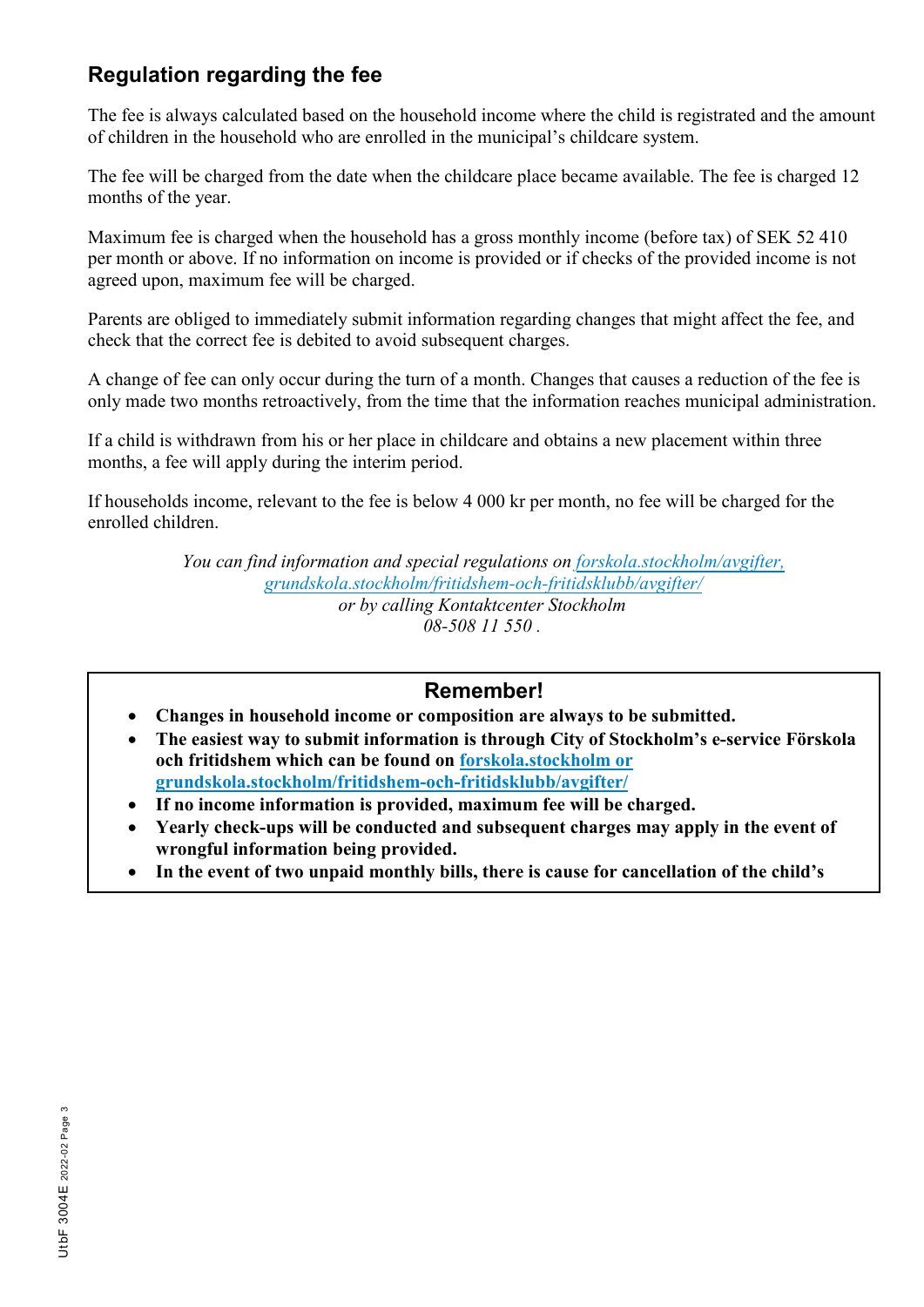## Regulation regarding the fee

The fee is always calculated based on the household income where the child is registrated and the amount of children in the household who are enrolled in the municipal's childcare system.

The fee will be charged from the date when the childcare place became available. The fee is charged 12 months of the year.

Maximum fee is charged when the household has a gross monthly income (before tax) of SEK 52 410 per month or above. If no information on income is provided or if checks of the provided income is not agreed upon, maximum fee will be charged.

Parents are obliged to immediately submit information regarding changes that might affect the fee, and check that the correct fee is debited to avoid subsequent charges.

A change of fee can only occur during the turn of a month. Changes that causes a reduction of the fee is only made two months retroactively, from the time that the information reaches municipal administration.

If a child is withdrawn from his or her place in childcare and obtains a new placement within three months, a fee will apply during the interim period.

If households income, relevant to the fee is below 4 000 kr per month, no fee will be charged for the enrolled children.

*You can find information and special regulations on forskola.stockholm/avgifter, grundskola.stockholm/fritidshem-och-fritidsklubb/avgifter/ or by calling Kontaktcenter Stockholm 08-508 11 550 .*

### Remember!

- **Changes in household income or composition are always to be submitted.**
- **The easiest way to submit information is through City of Stockholm's e-service Förskola och fritidshem which can be found on forskola.stockholm or grundskola.stockholm/fritidshem-och-fritidsklubb/avgifter/**
- **If no income information is provided, maximum fee will be charged.**
- **Yearly check-ups will be conducted and subsequent charges may apply in the event of wrongful information being provided.**
- **In the event of two unpaid monthly bills, there is cause for cancellation of the child's**

UtbF 3004E 2022-02